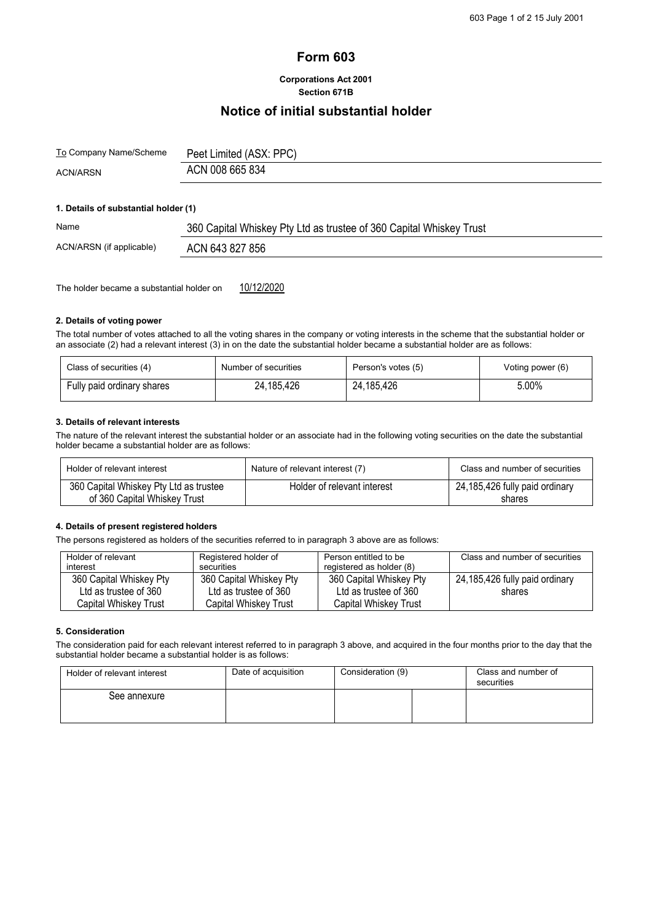# Form 603

**Corporations Act 2001**
**Section 671B**

## Notice of initial substantial holder

| To Company Name/Scheme | Peet Limited (ASX: PPC) |
|---|---|
| ACN/ARSN | ACN 008 665 834 |

**1. Details of substantial holder (1)**

| Name | 360 Capital Whiskey Pty Ltd as trustee of 360 Capital Whiskey Trust |
|---|---|
| ACN/ARSN (if applicable) | ACN 643 827 856 |

The holder became a substantial holder on 10/12/2020

**2. Details of voting power**

The total number of votes attached to all the voting shares in the company or voting interests in the scheme that the substantial holder or an associate (2) had a relevant interest (3) in on the date the substantial holder became a substantial holder are as follows:

| Class of securities (4) | Number of securities | Person's votes (5) | Voting power (6) |
|---|---|---|---|
| Fully paid ordinary shares | 24,185,426 | 24,185,426 | 5.00% |

**3. Details of relevant interests**

The nature of the relevant interest the substantial holder or an associate had in the following voting securities on the date the substantial holder became a substantial holder are as follows:

| Holder of relevant interest | Nature of relevant interest (7) | Class and number of securities |
|---|---|---|
| 360 Capital Whiskey Pty Ltd as trustee of 360 Capital Whiskey Trust | Holder of relevant interest | 24,185,426 fully paid ordinary shares |

**4. Details of present registered holders**

The persons registered as holders of the securities referred to in paragraph 3 above are as follows:

| Holder of relevant interest | Registered holder of securities | Person entitled to be registered as holder (8) | Class and number of securities |
|---|---|---|---|
| 360 Capital Whiskey Pty Ltd as trustee of 360 Capital Whiskey Trust | 360 Capital Whiskey Pty Ltd as trustee of 360 Capital Whiskey Trust | 360 Capital Whiskey Pty Ltd as trustee of 360 Capital Whiskey Trust | 24,185,426 fully paid ordinary shares |

**5. Consideration**

The consideration paid for each relevant interest referred to in paragraph 3 above, and acquired in the four months prior to the day that the substantial holder became a substantial holder is as follows:

| Holder of relevant interest | Date of acquisition | Consideration (9) | | Class and number of securities |
|---|---|---|---|---|
| See annexure | | | | |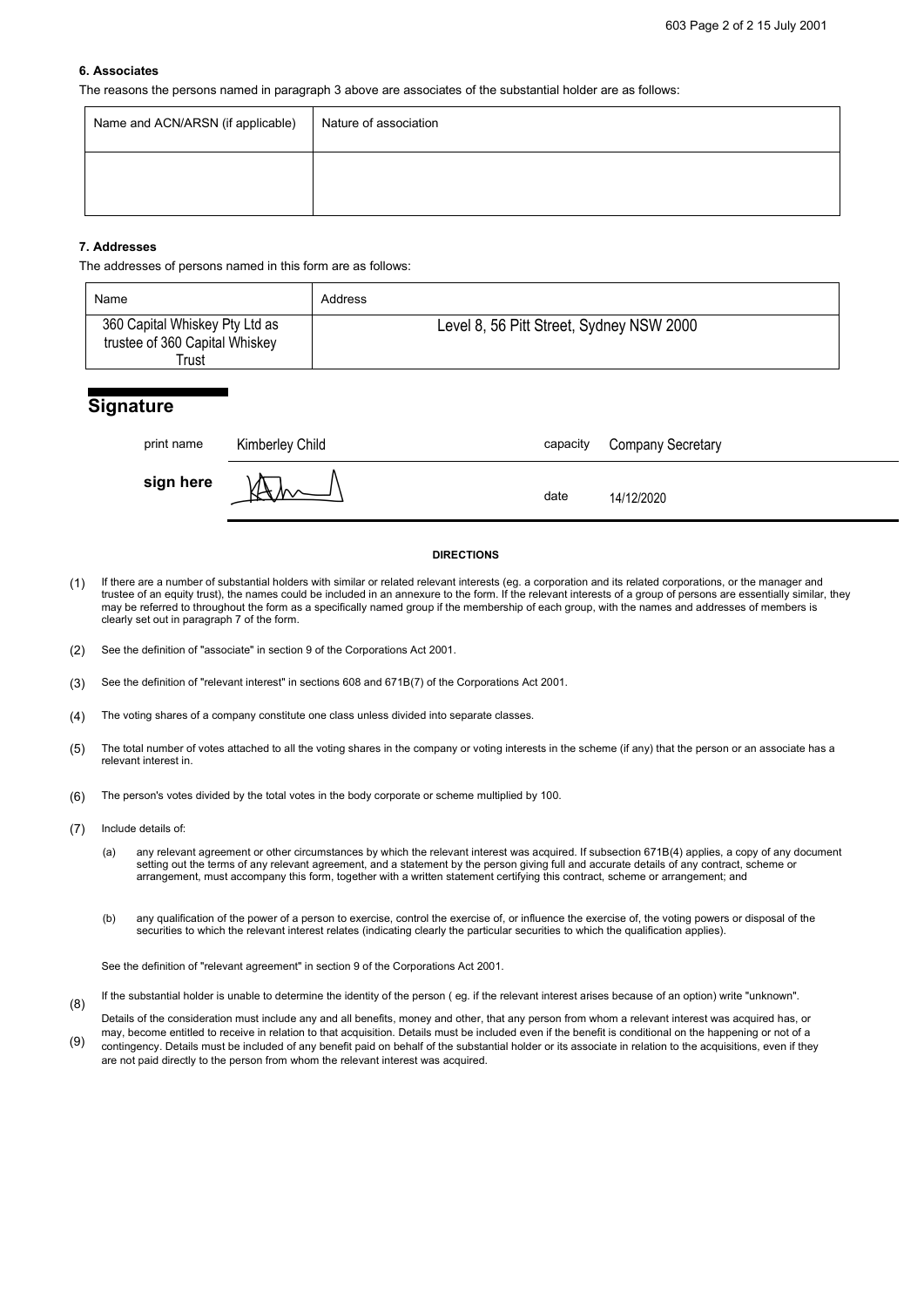### 6. Associates

The reasons the persons named in paragraph 3 above are associates of the substantial holder are as follows:

| Name and ACN/ARSN (if applicable) | Nature of association |
|---|---|
| | |

### 7. Addresses

The addresses of persons named in this form are as follows:

| Name | Address |
|---|---|
| 360 Capital Whiskey Pty Ltd as trustee of 360 Capital Whiskey Trust | Level 8, 56 Pitt Street, Sydney NSW 2000 |

## Signature

| | | | |
|---|---|---|---|
| print name | Kimberley Child | capacity | Company Secretary |
| **sign here** | | date | 14/12/2020 |

**DIRECTIONS**

(1) If there are a number of substantial holders with similar or related relevant interests (eg. a corporation and its related corporations, or the manager and trustee of an equity trust), the names could be included in an annexure to the form. If the relevant interests of a group of persons are essentially similar, they may be referred to throughout the form as a specifically named group if the membership of each group, with the names and addresses of members is clearly set out in paragraph 7 of the form.

(2) See the definition of "associate" in section 9 of the Corporations Act 2001.

(3) See the definition of "relevant interest" in sections 608 and 671B(7) of the Corporations Act 2001.

(4) The voting shares of a company constitute one class unless divided into separate classes.

(5) The total number of votes attached to all the voting shares in the company or voting interests in the scheme (if any) that the person or an associate has a relevant interest in.

(6) The person's votes divided by the total votes in the body corporate or scheme multiplied by 100.

(7) Include details of:

(a) any relevant agreement or other circumstances by which the relevant interest was acquired. If subsection 671B(4) applies, a copy of any document setting out the terms of any relevant agreement, and a statement by the person giving full and accurate details of any contract, scheme or arrangement, must accompany this form, together with a written statement certifying this contract, scheme or arrangement; and

(b) any qualification of the power of a person to exercise, control the exercise of, or influence the exercise of, the voting powers or disposal of the securities to which the relevant interest relates (indicating clearly the particular securities to which the qualification applies).

See the definition of "relevant agreement" in section 9 of the Corporations Act 2001.

(8) If the substantial holder is unable to determine the identity of the person ( eg. if the relevant interest arises because of an option) write "unknown".

(9) Details of the consideration must include any and all benefits, money and other, that any person from whom a relevant interest was acquired has, or may, become entitled to receive in relation to that acquisition. Details must be included even if the benefit is conditional on the happening or not of a contingency. Details must be included of any benefit paid on behalf of the substantial holder or its associate in relation to the acquisitions, even if they are not paid directly to the person from whom the relevant interest was acquired.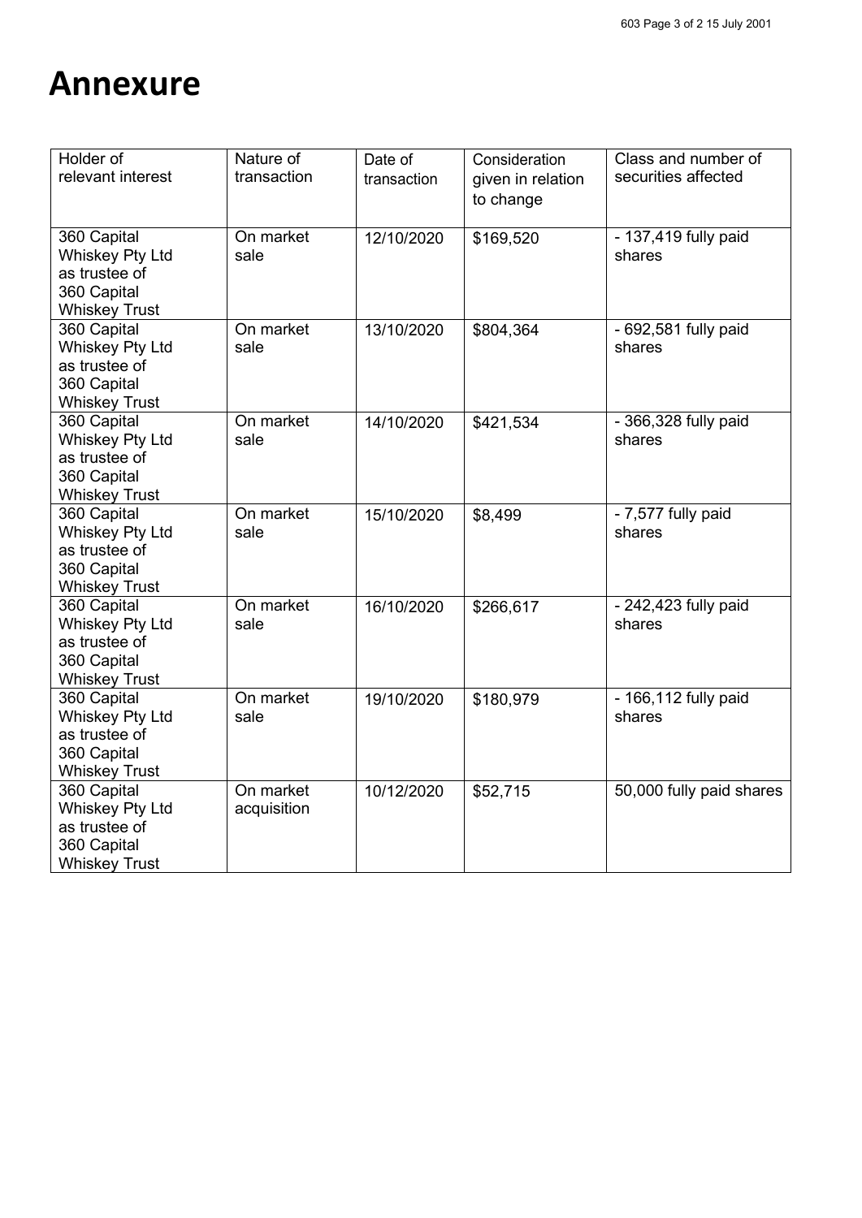# Annexure

| Holder of relevant interest | Nature of transaction | Date of transaction | Consideration given in relation to change | Class and number of securities affected |
| --- | --- | --- | --- | --- |
| 360 Capital Whiskey Pty Ltd as trustee of 360 Capital Whiskey Trust | On market sale | 12/10/2020 | $169,520 | - 137,419 fully paid shares |
| 360 Capital Whiskey Pty Ltd as trustee of 360 Capital Whiskey Trust | On market sale | 13/10/2020 | $804,364 | - 692,581 fully paid shares |
| 360 Capital Whiskey Pty Ltd as trustee of 360 Capital Whiskey Trust | On market sale | 14/10/2020 | $421,534 | - 366,328 fully paid shares |
| 360 Capital Whiskey Pty Ltd as trustee of 360 Capital Whiskey Trust | On market sale | 15/10/2020 | $8,499 | - 7,577 fully paid shares |
| 360 Capital Whiskey Pty Ltd as trustee of 360 Capital Whiskey Trust | On market sale | 16/10/2020 | $266,617 | - 242,423 fully paid shares |
| 360 Capital Whiskey Pty Ltd as trustee of 360 Capital Whiskey Trust | On market sale | 19/10/2020 | $180,979 | - 166,112 fully paid shares |
| 360 Capital Whiskey Pty Ltd as trustee of 360 Capital Whiskey Trust | On market acquisition | 10/12/2020 | $52,715 | 50,000 fully paid shares |